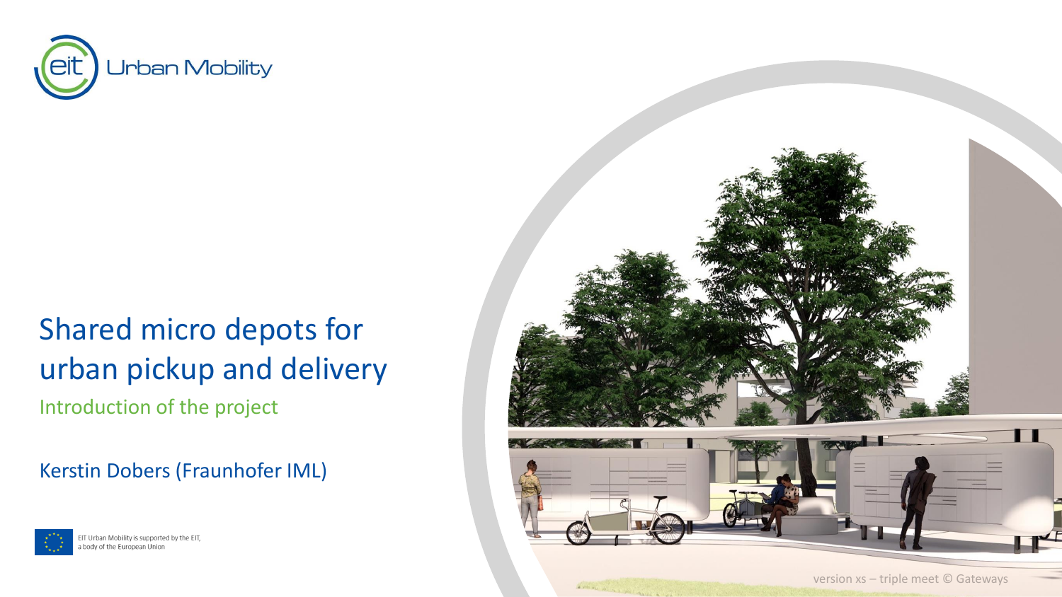EIT Urban Mobility

# Shared micro depots for urban pickup and delivery

## Introduction of the project

Kerstin Dobers (Fraunhofer IML)

EIT Urban Mobility is supported by the EIT, a body of the European Union

version xs – triple meet © Gateways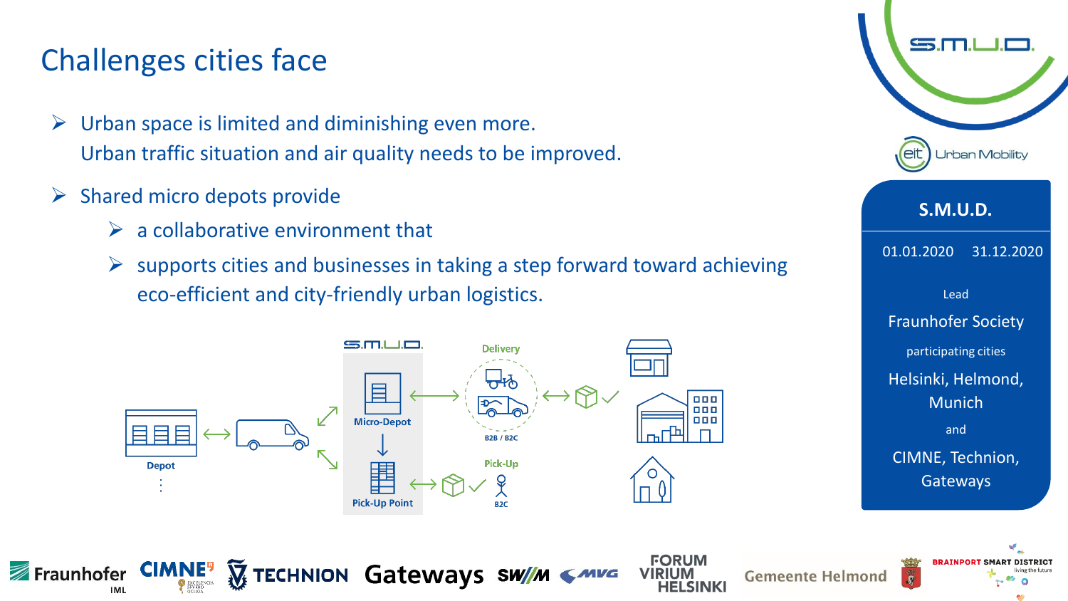# Challenges cities face

- Urban space is limited and diminishing even more.
  Urban traffic situation and air quality needs to be improved.
- Shared micro depots provide
  - a collaborative environment that
  - supports cities and businesses in taking a step forward toward achieving eco-efficient and city-friendly urban logistics.

Depot

S.M.U.D.

Micro-Depot

Pick-Up Point

Delivery

B2B / B2C

Pick-Up

B2C

**S.M.U.D.**

01.01.2020 31.12.2020

Lead

Fraunhofer Society

participating cities

Helsinki, Helmond, Munich

and

CIMNE, Technion, Gateways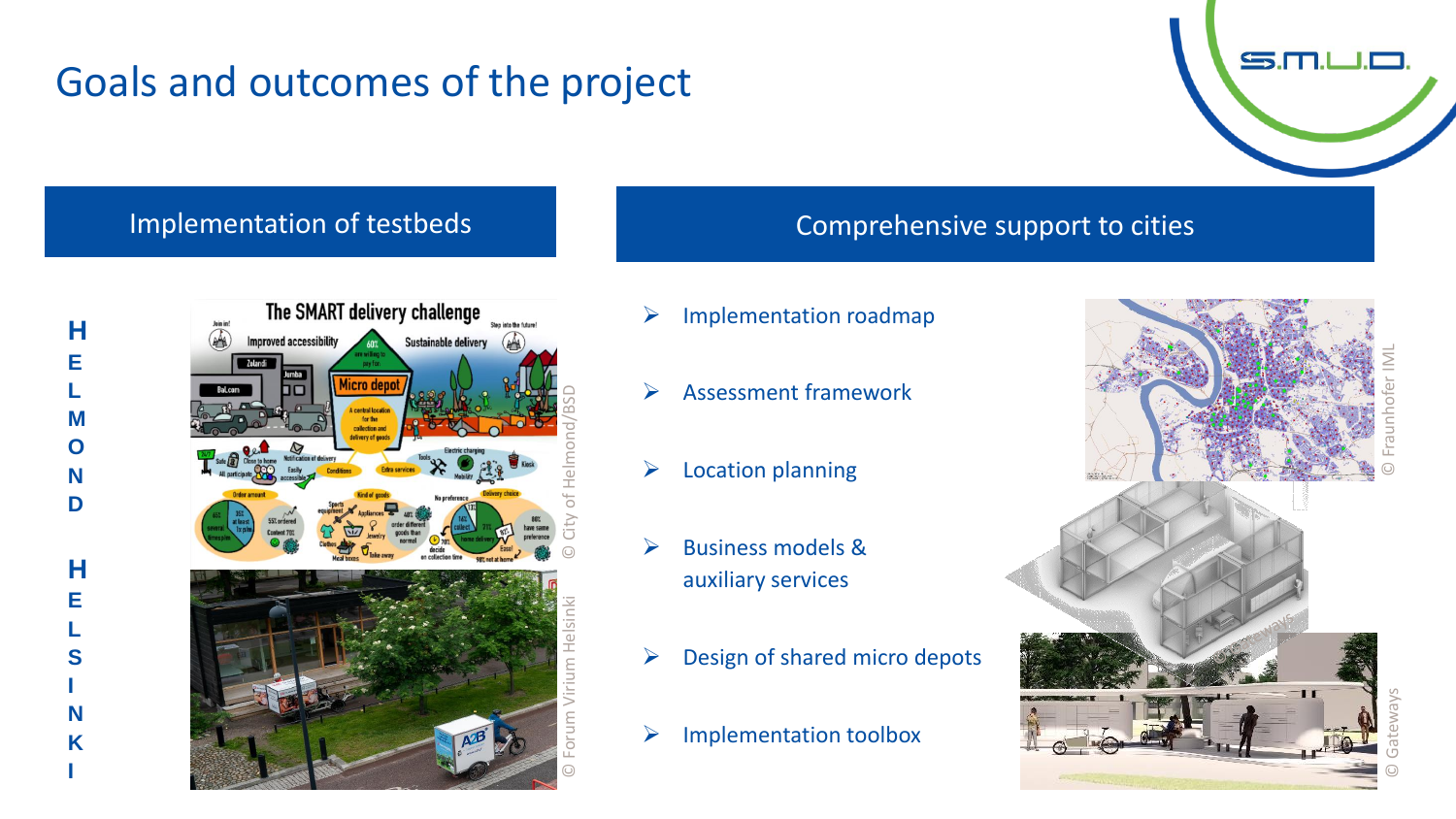# Goals and outcomes of the project

## Implementation of testbeds

**HELMOND**

© City of Helmond/BSD

**HELSINKI**

© Forum Virium Helsinki

## Comprehensive support to cities

- Implementation roadmap
- Assessment framework
- Location planning
- Business models & auxiliary services
- Design of shared micro depots
- Implementation toolbox

© Fraunhofer IML

© Gateways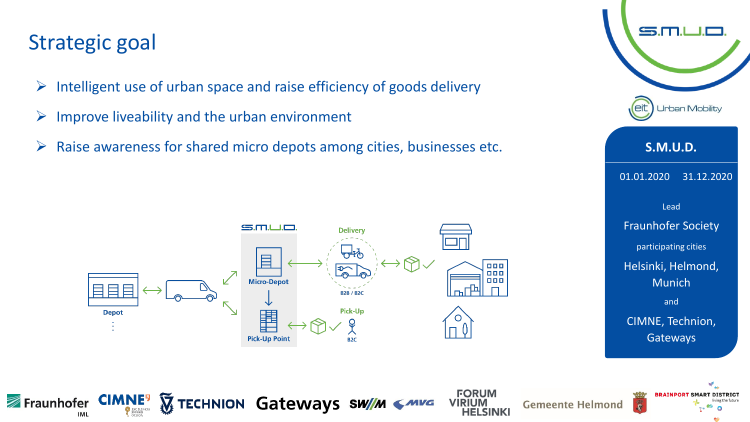# Strategic goal

- Intelligent use of urban space and raise efficiency of goods delivery
- Improve liveability and the urban environment
- Raise awareness for shared micro depots among cities, businesses etc.

S.M.U.D.

Depot

Micro-Depot

Pick-Up Point

Delivery

B2B / B2C

Pick-Up

B2C

## S.M.U.D.

01.01.2020 31.12.2020

Lead

Fraunhofer Society

participating cities

Helsinki, Helmond, Munich

and

CIMNE, Technion, Gateways

Fraunhofer IML · CIMNE · TECHNION · Gateways · SWM · MVG · FORUM VIRIUM HELSINKI · Gemeente Helmond · BRAINPORT SMART DISTRICT living the future